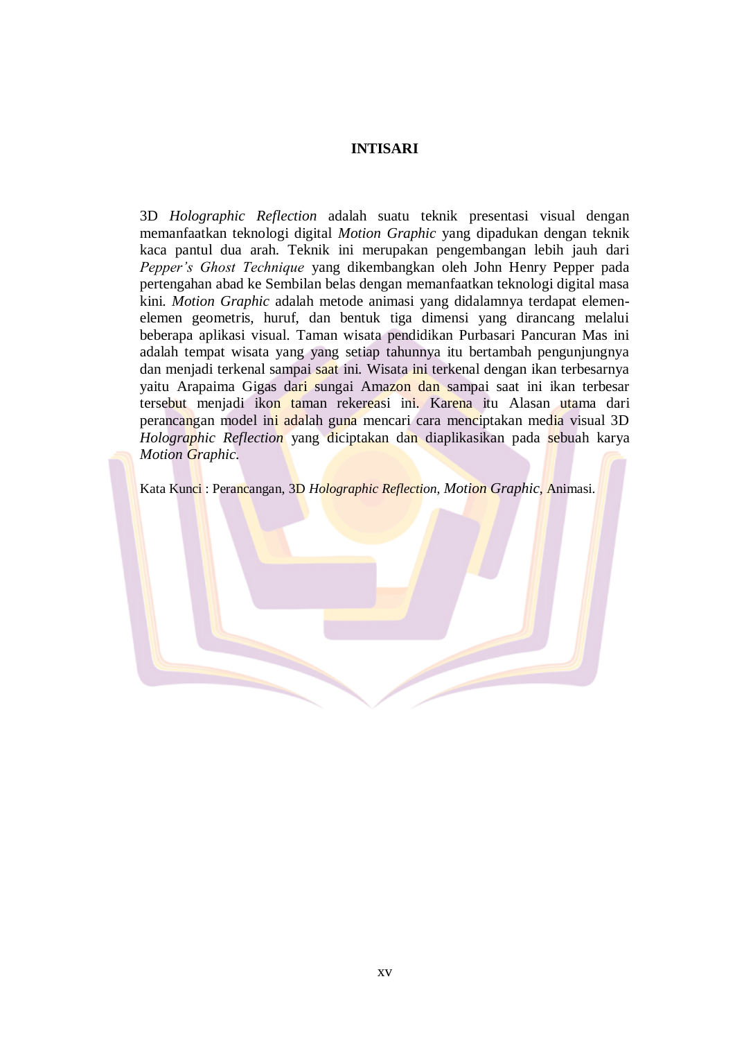# INTISARI

3D *Holographic Reflection* adalah suatu teknik presentasi visual dengan memanfaatkan teknologi digital *Motion Graphic* yang dipadukan dengan teknik kaca pantul dua arah. Teknik ini merupakan pengembangan lebih jauh dari *Pepper's Ghost Technique* yang dikembangkan oleh John Henry Pepper pada pertengahan abad ke Sembilan belas dengan memanfaatkan teknologi digital masa kini. *Motion Graphic* adalah metode animasi yang didalamnya terdapat elemen-elemen geometris, huruf, dan bentuk tiga dimensi yang dirancang melalui beberapa aplikasi visual. Taman wisata pendidikan Purbasari Pancuran Mas ini adalah tempat wisata yang yang setiap tahunnya itu bertambah pengunjungnya dan menjadi terkenal sampai saat ini. Wisata ini terkenal dengan ikan terbesarnya yaitu Arapaima Gigas dari sungai Amazon dan sampai saat ini ikan terbesar tersebut menjadi ikon taman rekereasi ini. Karena itu Alasan utama dari perancangan model ini adalah guna mencari cara menciptakan media visual 3D *Holographic Reflection* yang diciptakan dan diaplikasikan pada sebuah karya *Motion Graphic.*

Kata Kunci : Perancangan, 3D *Holographic Reflection*, *Motion Graphic*, Animasi.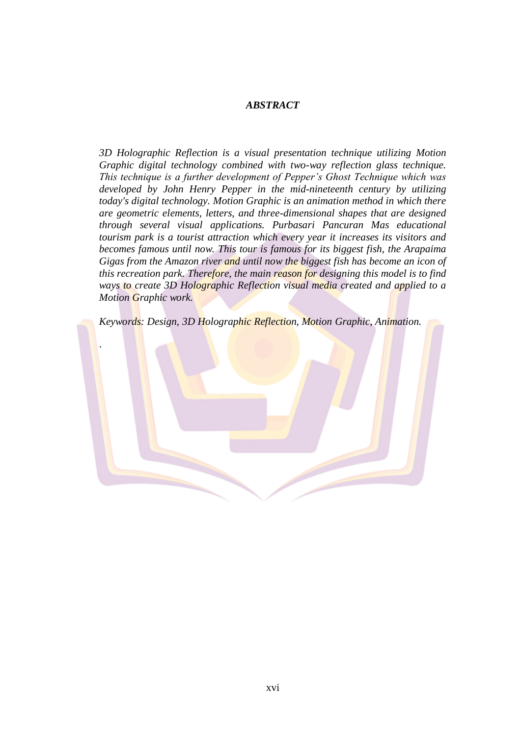# *ABSTRACT*

*3D Holographic Reflection is a visual presentation technique utilizing Motion Graphic digital technology combined with two-way reflection glass technique. This technique is a further development of Pepper's Ghost Technique which was developed by John Henry Pepper in the mid-nineteenth century by utilizing today's digital technology. Motion Graphic is an animation method in which there are geometric elements, letters, and three-dimensional shapes that are designed through several visual applications. Purbasari Pancuran Mas educational tourism park is a tourist attraction which every year it increases its visitors and becomes famous until now. This tour is famous for its biggest fish, the Arapaima Gigas from the Amazon river and until now the biggest fish has become an icon of this recreation park. Therefore, the main reason for designing this model is to find ways to create 3D Holographic Reflection visual media created and applied to a Motion Graphic work.*

*Keywords: Design, 3D Holographic Reflection, Motion Graphic, Animation.*

.